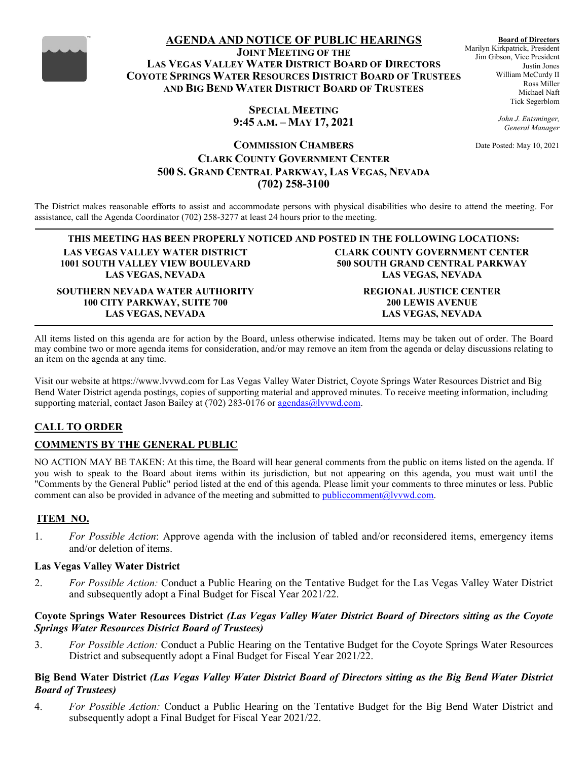# AGENDA AND NOTICE OF PUBLIC HEARINGS

**JOINT MEETING OF THE**
**LAS VEGAS VALLEY WATER DISTRICT BOARD OF DIRECTORS**
**COYOTE SPRINGS WATER RESOURCES DISTRICT BOARD OF TRUSTEES**
**AND BIG BEND WATER DISTRICT BOARD OF TRUSTEES**

**SPECIAL MEETING**
**9:45 A.M. – MAY 17, 2021**

**COMMISSION CHAMBERS**
**CLARK COUNTY GOVERNMENT CENTER**
**500 S. GRAND CENTRAL PARKWAY, LAS VEGAS, NEVADA**
**(702) 258-3100**

**Board of Directors**
Marilyn Kirkpatrick, President
Jim Gibson, Vice President
Justin Jones
William McCurdy II
Ross Miller
Michael Naft
Tick Segerblom

*John J. Entsminger, General Manager*

Date Posted: May 10, 2021

The District makes reasonable efforts to assist and accommodate persons with physical disabilities who desire to attend the meeting. For assistance, call the Agenda Coordinator (702) 258-3277 at least 24 hours prior to the meeting.

**THIS MEETING HAS BEEN PROPERLY NOTICED AND POSTED IN THE FOLLOWING LOCATIONS:**

**LAS VEGAS VALLEY WATER DISTRICT**
**1001 SOUTH VALLEY VIEW BOULEVARD**
**LAS VEGAS, NEVADA**

**CLARK COUNTY GOVERNMENT CENTER**
**500 SOUTH GRAND CENTRAL PARKWAY**
**LAS VEGAS, NEVADA**

**SOUTHERN NEVADA WATER AUTHORITY**
**100 CITY PARKWAY, SUITE 700**
**LAS VEGAS, NEVADA**

**REGIONAL JUSTICE CENTER**
**200 LEWIS AVENUE**
**LAS VEGAS, NEVADA**

All items listed on this agenda are for action by the Board, unless otherwise indicated. Items may be taken out of order. The Board may combine two or more agenda items for consideration, and/or may remove an item from the agenda or delay discussions relating to an item on the agenda at any time.

Visit our website at https://www.lvvwd.com for Las Vegas Valley Water District, Coyote Springs Water Resources District and Big Bend Water District agenda postings, copies of supporting material and approved minutes. To receive meeting information, including supporting material, contact Jason Bailey at (702) 283-0176 or agendas@lvvwd.com.

## CALL TO ORDER

## COMMENTS BY THE GENERAL PUBLIC

NO ACTION MAY BE TAKEN: At this time, the Board will hear general comments from the public on items listed on the agenda. If you wish to speak to the Board about items within its jurisdiction, but not appearing on this agenda, you must wait until the "Comments by the General Public" period listed at the end of this agenda. Please limit your comments to three minutes or less. Public comment can also be provided in advance of the meeting and submitted to publiccomment@lvvwd.com.

## ITEM NO.

1. *For Possible Action*: Approve agenda with the inclusion of tabled and/or reconsidered items, emergency items and/or deletion of items.

### Las Vegas Valley Water District

2. *For Possible Action:* Conduct a Public Hearing on the Tentative Budget for the Las Vegas Valley Water District and subsequently adopt a Final Budget for Fiscal Year 2021/22.

### Coyote Springs Water Resources District *(Las Vegas Valley Water District Board of Directors sitting as the Coyote Springs Water Resources District Board of Trustees)*

3. *For Possible Action:* Conduct a Public Hearing on the Tentative Budget for the Coyote Springs Water Resources District and subsequently adopt a Final Budget for Fiscal Year 2021/22.

### Big Bend Water District *(Las Vegas Valley Water District Board of Directors sitting as the Big Bend Water District Board of Trustees)*

4. *For Possible Action:* Conduct a Public Hearing on the Tentative Budget for the Big Bend Water District and subsequently adopt a Final Budget for Fiscal Year 2021/22.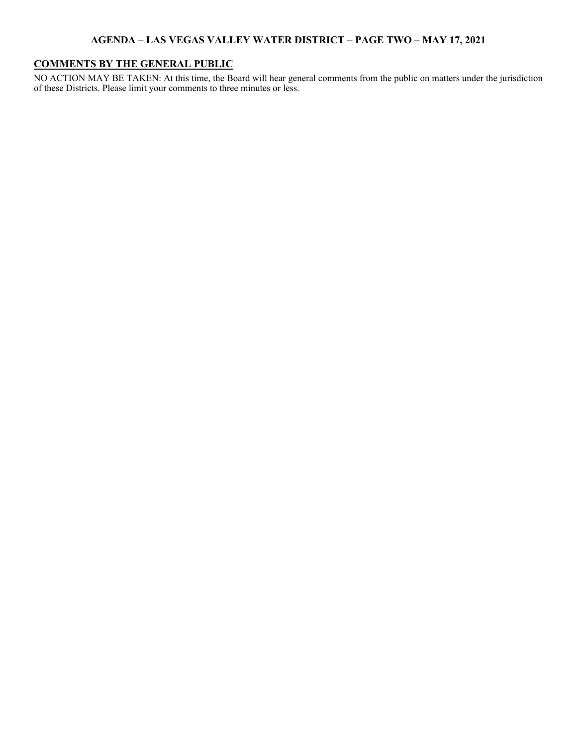## COMMENTS BY THE GENERAL PUBLIC

NO ACTION MAY BE TAKEN: At this time, the Board will hear general comments from the public on matters under the jurisdiction of these Districts. Please limit your comments to three minutes or less.